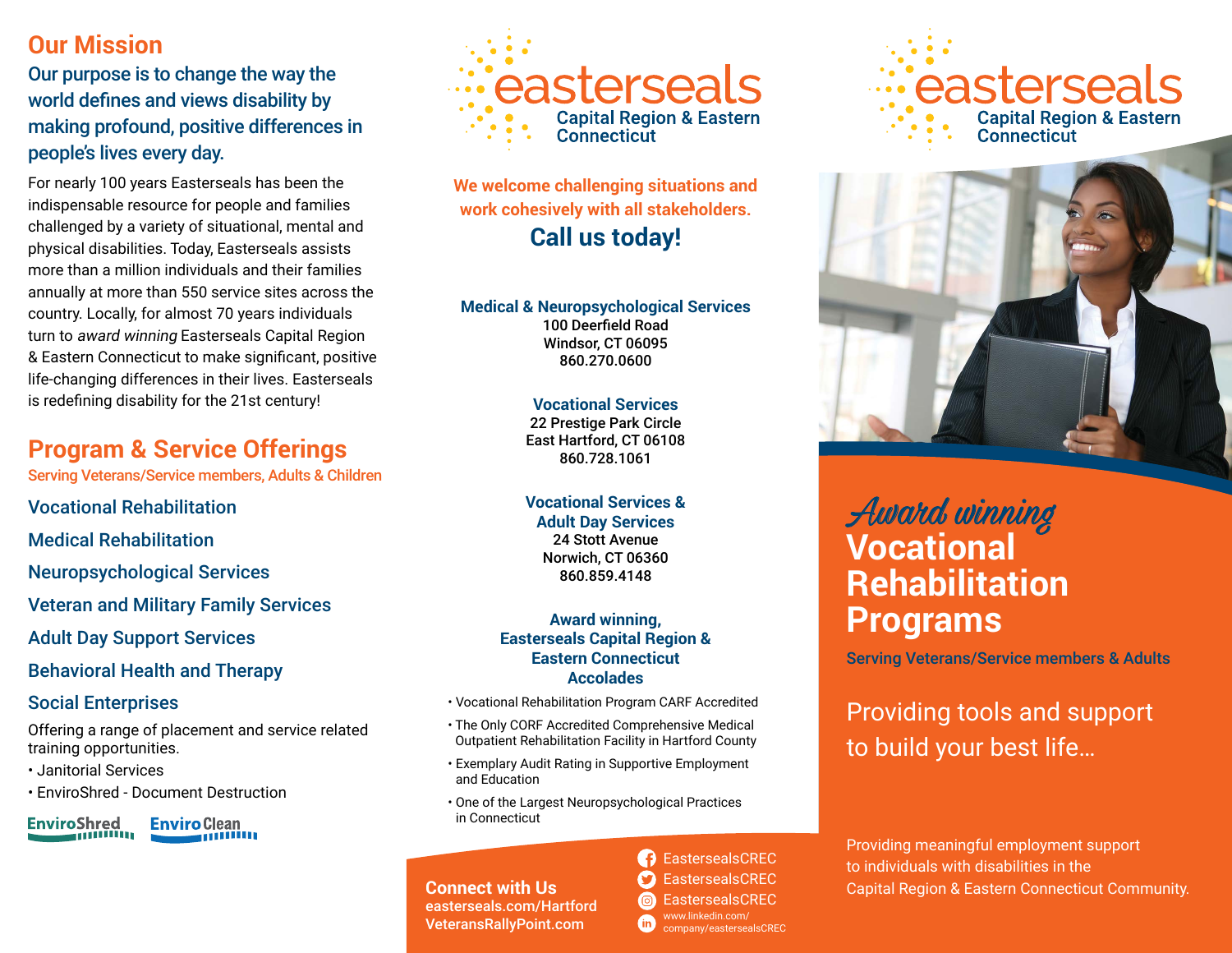## Our Mission

**Our purpose is to change the way the world defines and views disability by making profound, positive differences in people's lives every day.**

For nearly 100 years Easterseals has been the indispensable resource for people and families challenged by a variety of situational, mental and physical disabilities. Today, Easterseals assists more than a million individuals and their families annually at more than 550 service sites across the country. Locally, for almost 70 years individuals turn to *award winning* Easterseals Capital Region & Eastern Connecticut to make significant, positive life-changing differences in their lives. Easterseals is redefining disability for the 21st century!

## Program & Service Offerings

Serving Veterans/Service members, Adults & Children

### Vocational Rehabilitation

### Medical Rehabilitation

### Neuropsychological Services

### Veteran and Military Family Services

### Adult Day Support Services

### Behavioral Health and Therapy

### Social Enterprises

Offering a range of placement and service related training opportunities.

- Janitorial Services
- EnviroShred - Document Destruction

EnviroShred EnviroClean

easterseals
Capital Region & Eastern Connecticut

**We welcome challenging situations and work cohesively with all stakeholders.**

## Call us today!

**Medical & Neuropsychological Services**
100 Deerfield Road
Windsor, CT 06095
860.270.0600

**Vocational Services**
22 Prestige Park Circle
East Hartford, CT 06108
860.728.1061

**Vocational Services & Adult Day Services**
24 Stott Avenue
Norwich, CT 06360
860.859.4148

**Award winning, Easterseals Capital Region & Eastern Connecticut Accolades**

- Vocational Rehabilitation Program CARF Accredited
- The Only CORF Accredited Comprehensive Medical Outpatient Rehabilitation Facility in Hartford County
- Exemplary Audit Rating in Supportive Employment and Education
- One of the Largest Neuropsychological Practices in Connecticut

**Connect with Us**
**easterseals.com/Hartford**
**VeteransRallyPoint.com**

EasterseaIsCREC
EasterseaIsCREC
EasterseaIsCREC
www.linkedin.com/company/easterseaIsCREC

easterseals
Capital Region & Eastern Connecticut

*Award winning*
# Vocational Rehabilitation Programs

Serving Veterans/Service members & Adults

Providing tools and support to build your best life…

Providing meaningful employment support to individuals with disabilities in the Capital Region & Eastern Connecticut Community.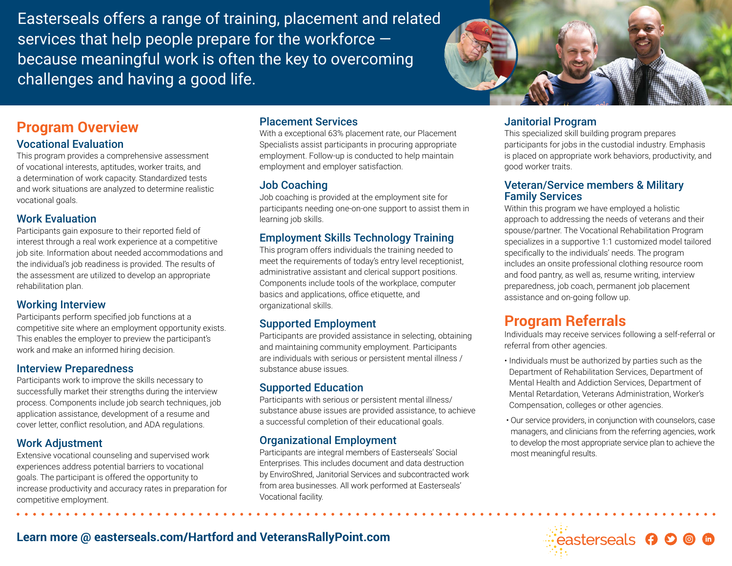Easterseals offers a range of training, placement and related services that help people prepare for the workforce — because meaningful work is often the key to overcoming challenges and having a good life.

## Program Overview

### Vocational Evaluation

This program provides a comprehensive assessment of vocational interests, aptitudes, worker traits, and a determination of work capacity. Standardized tests and work situations are analyzed to determine realistic vocational goals.

### Work Evaluation

Participants gain exposure to their reported field of interest through a real work experience at a competitive job site. Information about needed accommodations and the individual's job readiness is provided. The results of the assessment are utilized to develop an appropriate rehabilitation plan.

### Working Interview

Participants perform specified job functions at a competitive site where an employment opportunity exists. This enables the employer to preview the participant's work and make an informed hiring decision.

### Interview Preparedness

Participants work to improve the skills necessary to successfully market their strengths during the interview process. Components include job search techniques, job application assistance, development of a resume and cover letter, conflict resolution, and ADA regulations.

### Work Adjustment

Extensive vocational counseling and supervised work experiences address potential barriers to vocational goals. The participant is offered the opportunity to increase productivity and accuracy rates in preparation for competitive employment.

### Placement Services

With a exceptional 63% placement rate, our Placement Specialists assist participants in procuring appropriate employment. Follow-up is conducted to help maintain employment and employer satisfaction.

### Job Coaching

Job coaching is provided at the employment site for participants needing one-on-one support to assist them in learning job skills.

### Employment Skills Technology Training

This program offers individuals the training needed to meet the requirements of today's entry level receptionist, administrative assistant and clerical support positions. Components include tools of the workplace, computer basics and applications, office etiquette, and organizational skills.

### Supported Employment

Participants are provided assistance in selecting, obtaining and maintaining community employment. Participants are individuals with serious or persistent mental illness / substance abuse issues.

### Supported Education

Participants with serious or persistent mental illness/ substance abuse issues are provided assistance, to achieve a successful completion of their educational goals.

### Organizational Employment

Participants are integral members of Easterseals' Social Enterprises. This includes document and data destruction by EnviroShred, Janitorial Services and subcontracted work from area businesses. All work performed at Easterseals' Vocational facility.

### Janitorial Program

This specialized skill building program prepares participants for jobs in the custodial industry. Emphasis is placed on appropriate work behaviors, productivity, and good worker traits.

### Veteran/Service members & Military Family Services

Within this program we have employed a holistic approach to addressing the needs of veterans and their spouse/partner. The Vocational Rehabilitation Program specializes in a supportive 1:1 customized model tailored specifically to the individuals' needs. The program includes an onsite professional clothing resource room and food pantry, as well as, resume writing, interview preparedness, job coach, permanent job placement assistance and on-going follow up.

## Program Referrals

Individuals may receive services following a self-referral or referral from other agencies.

- Individuals must be authorized by parties such as the Department of Rehabilitation Services, Department of Mental Health and Addiction Services, Department of Mental Retardation, Veterans Administration, Worker's Compensation, colleges or other agencies.
- Our service providers, in conjunction with counselors, case managers, and clinicians from the referring agencies, work to develop the most appropriate service plan to achieve the most meaningful results.

**Learn more @ easterseals.com/Hartford and VeteransRallyPoint.com**

easterseals